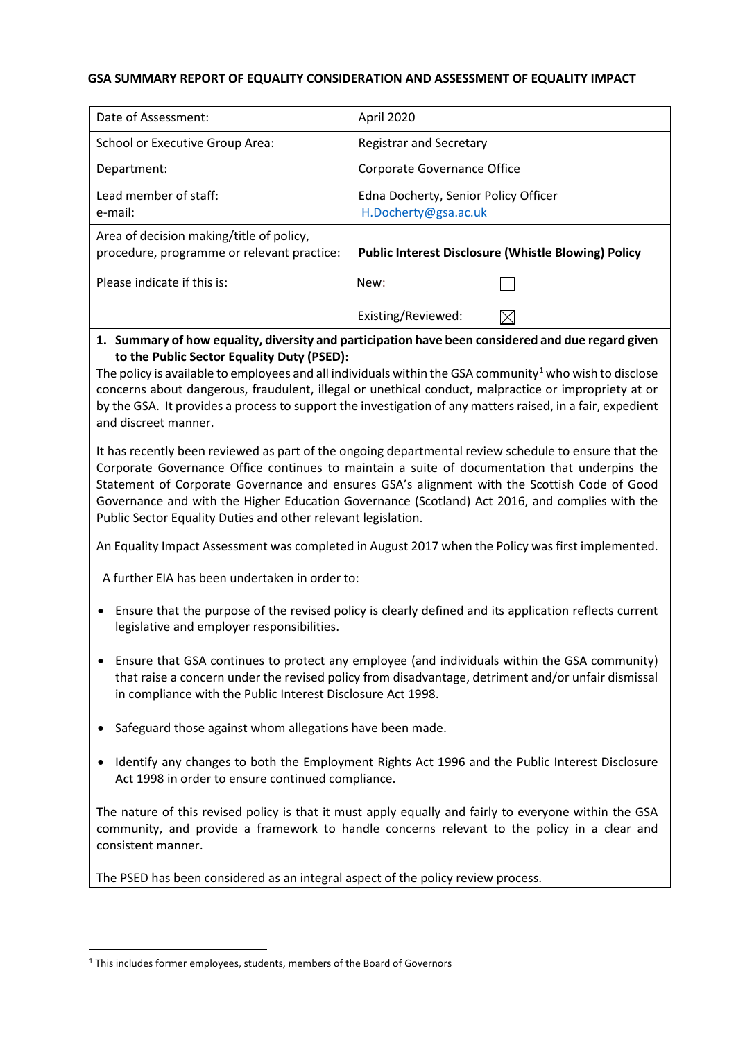**GSA SUMMARY REPORT OF EQUALITY CONSIDERATION AND ASSESSMENT OF EQUALITY IMPACT**

| | | |
|---|---|---|
| Date of Assessment: | April 2020 | |
| School or Executive Group Area: | Registrar and Secretary | |
| Department: | Corporate Governance Office | |
| Lead member of staff:<br>e-mail: | Edna Docherty, Senior Policy Officer<br>H.Docherty@gsa.ac.uk | |
| Area of decision making/title of policy, procedure, programme or relevant practice: | **Public Interest Disclosure (Whistle Blowing) Policy** | |
| Please indicate if this is: | New:<br><br>Existing/Reviewed: | ☐<br><br>☒ |

**1. Summary of how equality, diversity and participation have been considered and due regard given to the Public Sector Equality Duty (PSED):**

The policy is available to employees and all individuals within the GSA community[1] who wish to disclose concerns about dangerous, fraudulent, illegal or unethical conduct, malpractice or impropriety at or by the GSA. It provides a process to support the investigation of any matters raised, in a fair, expedient and discreet manner.

It has recently been reviewed as part of the ongoing departmental review schedule to ensure that the Corporate Governance Office continues to maintain a suite of documentation that underpins the Statement of Corporate Governance and ensures GSA's alignment with the Scottish Code of Good Governance and with the Higher Education Governance (Scotland) Act 2016, and complies with the Public Sector Equality Duties and other relevant legislation.

An Equality Impact Assessment was completed in August 2017 when the Policy was first implemented.

A further EIA has been undertaken in order to:

- Ensure that the purpose of the revised policy is clearly defined and its application reflects current legislative and employer responsibilities.
- Ensure that GSA continues to protect any employee (and individuals within the GSA community) that raise a concern under the revised policy from disadvantage, detriment and/or unfair dismissal in compliance with the Public Interest Disclosure Act 1998.
- Safeguard those against whom allegations have been made.
- Identify any changes to both the Employment Rights Act 1996 and the Public Interest Disclosure Act 1998 in order to ensure continued compliance.

The nature of this revised policy is that it must apply equally and fairly to everyone within the GSA community, and provide a framework to handle concerns relevant to the policy in a clear and consistent manner.

The PSED has been considered as an integral aspect of the policy review process.

[1] This includes former employees, students, members of the Board of Governors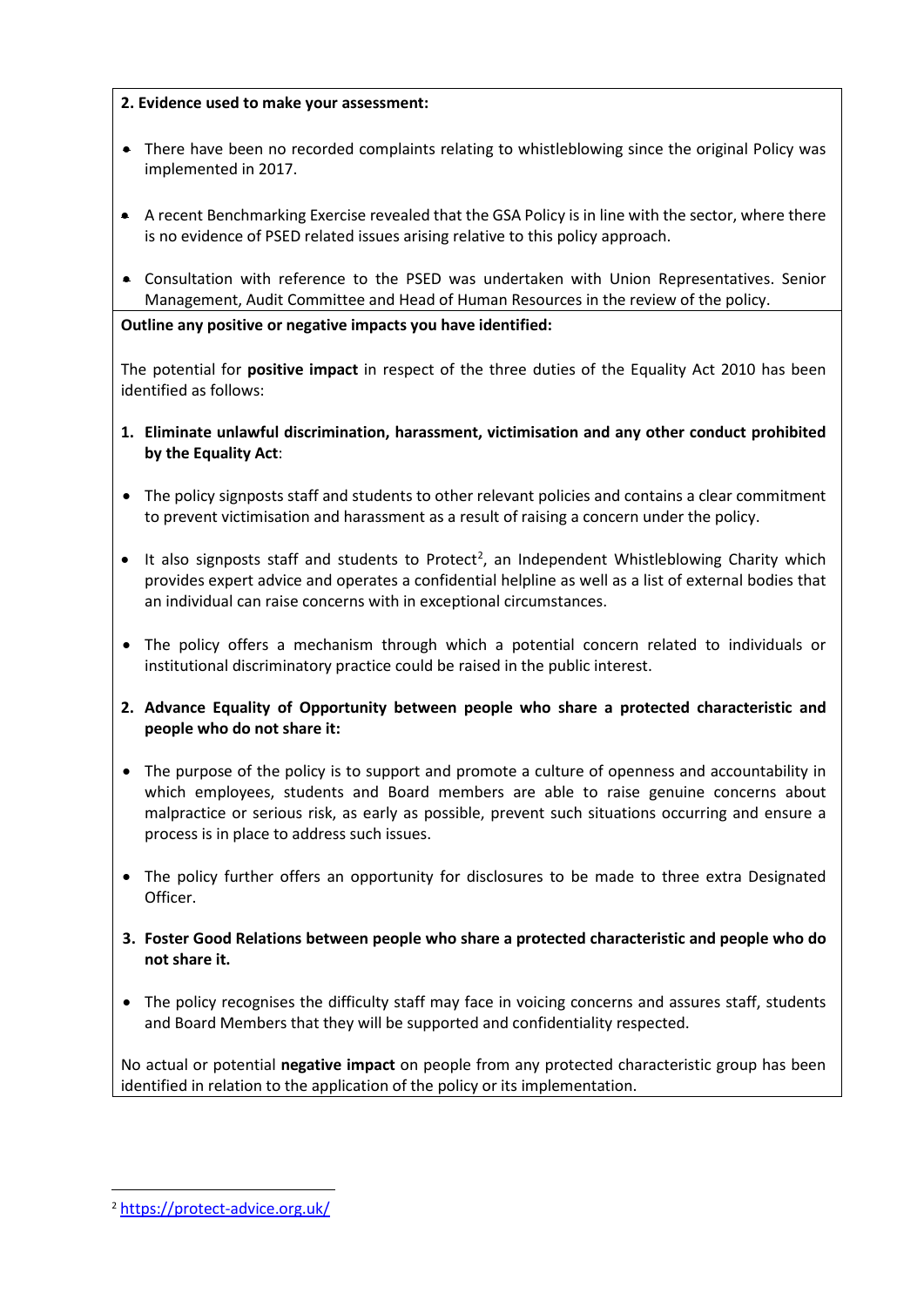**2. Evidence used to make your assessment:**

- There have been no recorded complaints relating to whistleblowing since the original Policy was implemented in 2017.
- A recent Benchmarking Exercise revealed that the GSA Policy is in line with the sector, where there is no evidence of PSED related issues arising relative to this policy approach.
- Consultation with reference to the PSED was undertaken with Union Representatives. Senior Management, Audit Committee and Head of Human Resources in the review of the policy.

**Outline any positive or negative impacts you have identified:**

The potential for **positive impact** in respect of the three duties of the Equality Act 2010 has been identified as follows:

1. **Eliminate unlawful discrimination, harassment, victimisation and any other conduct prohibited by the Equality Act**:

- The policy signposts staff and students to other relevant policies and contains a clear commitment to prevent victimisation and harassment as a result of raising a concern under the policy.
- It also signposts staff and students to Protect[2], an Independent Whistleblowing Charity which provides expert advice and operates a confidential helpline as well as a list of external bodies that an individual can raise concerns with in exceptional circumstances.
- The policy offers a mechanism through which a potential concern related to individuals or institutional discriminatory practice could be raised in the public interest.

2. **Advance Equality of Opportunity between people who share a protected characteristic and people who do not share it:**

- The purpose of the policy is to support and promote a culture of openness and accountability in which employees, students and Board members are able to raise genuine concerns about malpractice or serious risk, as early as possible, prevent such situations occurring and ensure a process is in place to address such issues.
- The policy further offers an opportunity for disclosures to be made to three extra Designated Officer.

3. **Foster Good Relations between people who share a protected characteristic and people who do not share it.**

- The policy recognises the difficulty staff may face in voicing concerns and assures staff, students and Board Members that they will be supported and confidentiality respected.

No actual or potential **negative impact** on people from any protected characteristic group has been identified in relation to the application of the policy or its implementation.

---

[2] https://protect-advice.org.uk/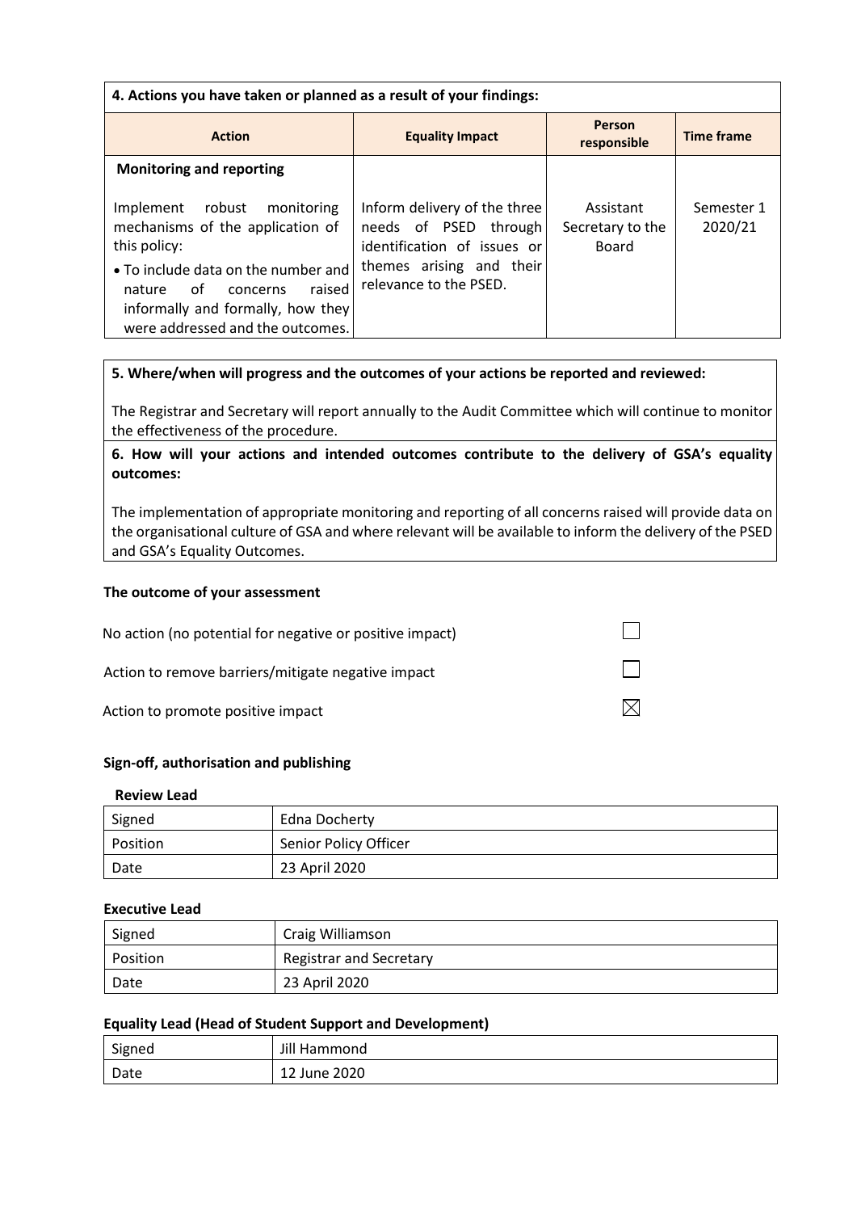**4. Actions you have taken or planned as a result of your findings:**

| Action | Equality Impact | Person responsible | Time frame |
|---|---|---|---|
| **Monitoring and reporting**<br><br>Implement robust monitoring mechanisms of the application of this policy:<br>• To include data on the number and nature of concerns raised informally and formally, how they were addressed and the outcomes. | Inform delivery of the three needs of PSED through identification of issues or themes arising and their relevance to the PSED. | Assistant Secretary to the Board | Semester 1 2020/21 |

**5. Where/when will progress and the outcomes of your actions be reported and reviewed:**

The Registrar and Secretary will report annually to the Audit Committee which will continue to monitor the effectiveness of the procedure.

**6. How will your actions and intended outcomes contribute to the delivery of GSA's equality outcomes:**

The implementation of appropriate monitoring and reporting of all concerns raised will provide data on the organisational culture of GSA and where relevant will be available to inform the delivery of the PSED and GSA's Equality Outcomes.

**The outcome of your assessment**

No action (no potential for negative or positive impact) ☐

Action to remove barriers/mitigate negative impact ☐

Action to promote positive impact ☒

**Sign-off, authorisation and publishing**

**Review Lead**

| | |
|---|---|
| Signed | Edna Docherty |
| Position | Senior Policy Officer |
| Date | 23 April 2020 |

**Executive Lead**

| | |
|---|---|
| Signed | Craig Williamson |
| Position | Registrar and Secretary |
| Date | 23 April 2020 |

**Equality Lead (Head of Student Support and Development)**

| | |
|---|---|
| Signed | Jill Hammond |
| Date | 12 June 2020 |